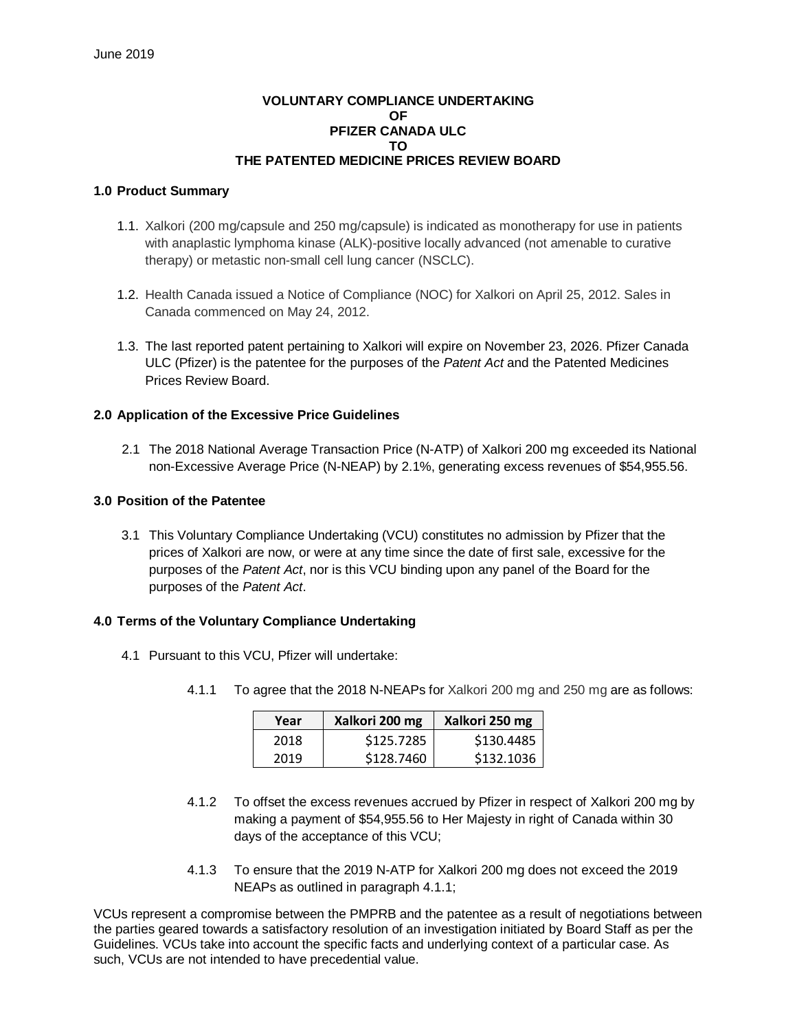June 2019

**VOLUNTARY COMPLIANCE UNDERTAKING**
**OF**
**PFIZER CANADA ULC**
**TO**
**THE PATENTED MEDICINE PRICES REVIEW BOARD**

## 1.0 Product Summary

1.1. Xalkori (200 mg/capsule and 250 mg/capsule) is indicated as monotherapy for use in patients with anaplastic lymphoma kinase (ALK)-positive locally advanced (not amenable to curative therapy) or metastic non-small cell lung cancer (NSCLC).

1.2. Health Canada issued a Notice of Compliance (NOC) for Xalkori on April 25, 2012. Sales in Canada commenced on May 24, 2012.

1.3. The last reported patent pertaining to Xalkori will expire on November 23, 2026. Pfizer Canada ULC (Pfizer) is the patentee for the purposes of the *Patent Act* and the Patented Medicines Prices Review Board.

## 2.0 Application of the Excessive Price Guidelines

2.1 The 2018 National Average Transaction Price (N-ATP) of Xalkori 200 mg exceeded its National non-Excessive Average Price (N-NEAP) by 2.1%, generating excess revenues of $54,955.56.

## 3.0 Position of the Patentee

3.1 This Voluntary Compliance Undertaking (VCU) constitutes no admission by Pfizer that the prices of Xalkori are now, or were at any time since the date of first sale, excessive for the purposes of the *Patent Act*, nor is this VCU binding upon any panel of the Board for the purposes of the *Patent Act*.

## 4.0 Terms of the Voluntary Compliance Undertaking

4.1 Pursuant to this VCU, Pfizer will undertake:

4.1.1 To agree that the 2018 N-NEAPs for Xalkori 200 mg and 250 mg are as follows:

| Year | Xalkori 200 mg | Xalkori 250 mg |
|---|---|---|
| 2018 | $125.7285 | $130.4485 |
| 2019 | $128.7460 | $132.1036 |

4.1.2 To offset the excess revenues accrued by Pfizer in respect of Xalkori 200 mg by making a payment of $54,955.56 to Her Majesty in right of Canada within 30 days of the acceptance of this VCU;

4.1.3 To ensure that the 2019 N-ATP for Xalkori 200 mg does not exceed the 2019 NEAPs as outlined in paragraph 4.1.1;

VCUs represent a compromise between the PMPRB and the patentee as a result of negotiations between the parties geared towards a satisfactory resolution of an investigation initiated by Board Staff as per the Guidelines. VCUs take into account the specific facts and underlying context of a particular case. As such, VCUs are not intended to have precedential value.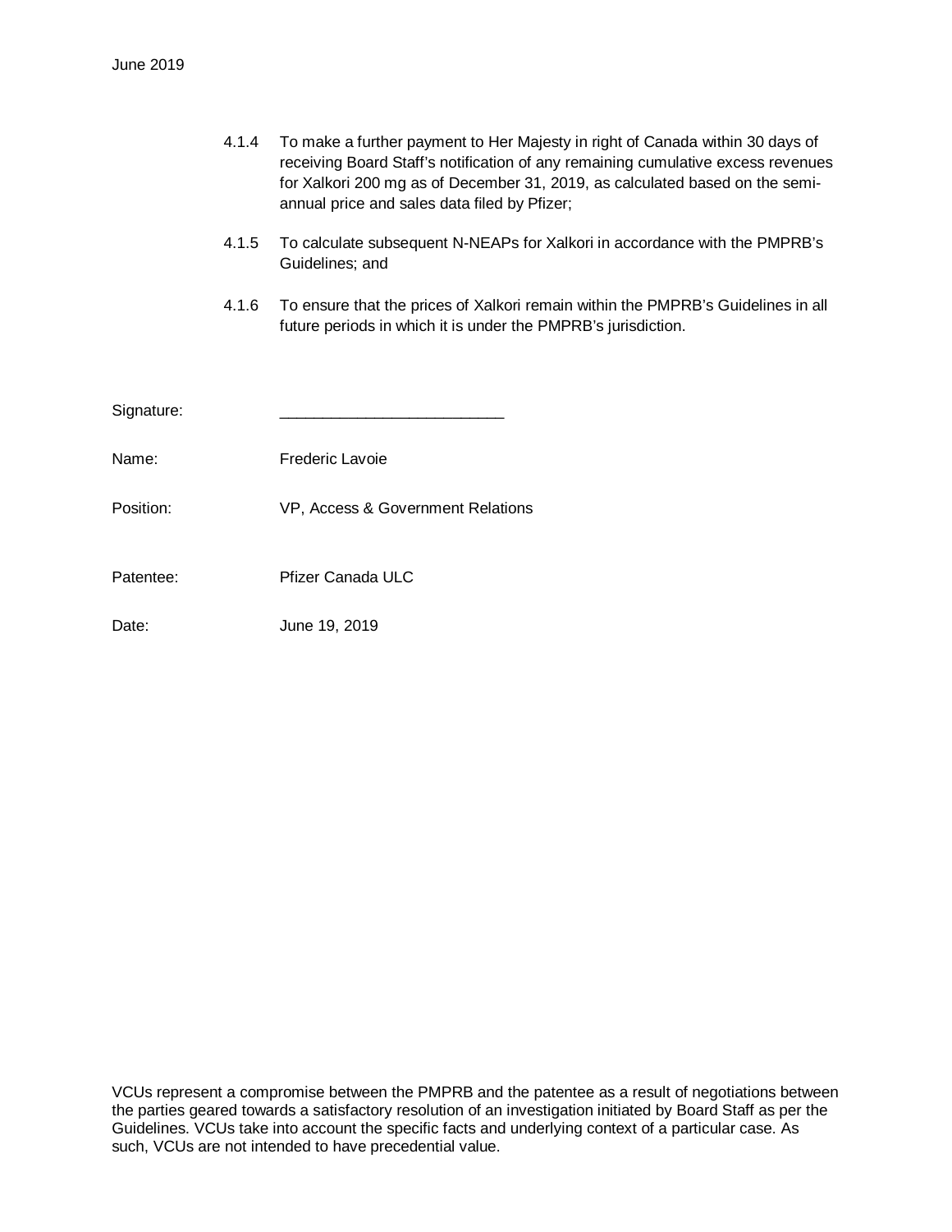4.1.4 To make a further payment to Her Majesty in right of Canada within 30 days of receiving Board Staff's notification of any remaining cumulative excess revenues for Xalkori 200 mg as of December 31, 2019, as calculated based on the semi-annual price and sales data filed by Pfizer;

4.1.5 To calculate subsequent N-NEAPs for Xalkori in accordance with the PMPRB's Guidelines; and

4.1.6 To ensure that the prices of Xalkori remain within the PMPRB's Guidelines in all future periods in which it is under the PMPRB's jurisdiction.

Signature: ___________________________

Name: Frederic Lavoie

Position: VP, Access & Government Relations

Patentee: Pfizer Canada ULC

Date: June 19, 2019

VCUs represent a compromise between the PMPRB and the patentee as a result of negotiations between the parties geared towards a satisfactory resolution of an investigation initiated by Board Staff as per the Guidelines. VCUs take into account the specific facts and underlying context of a particular case. As such, VCUs are not intended to have precedential value.